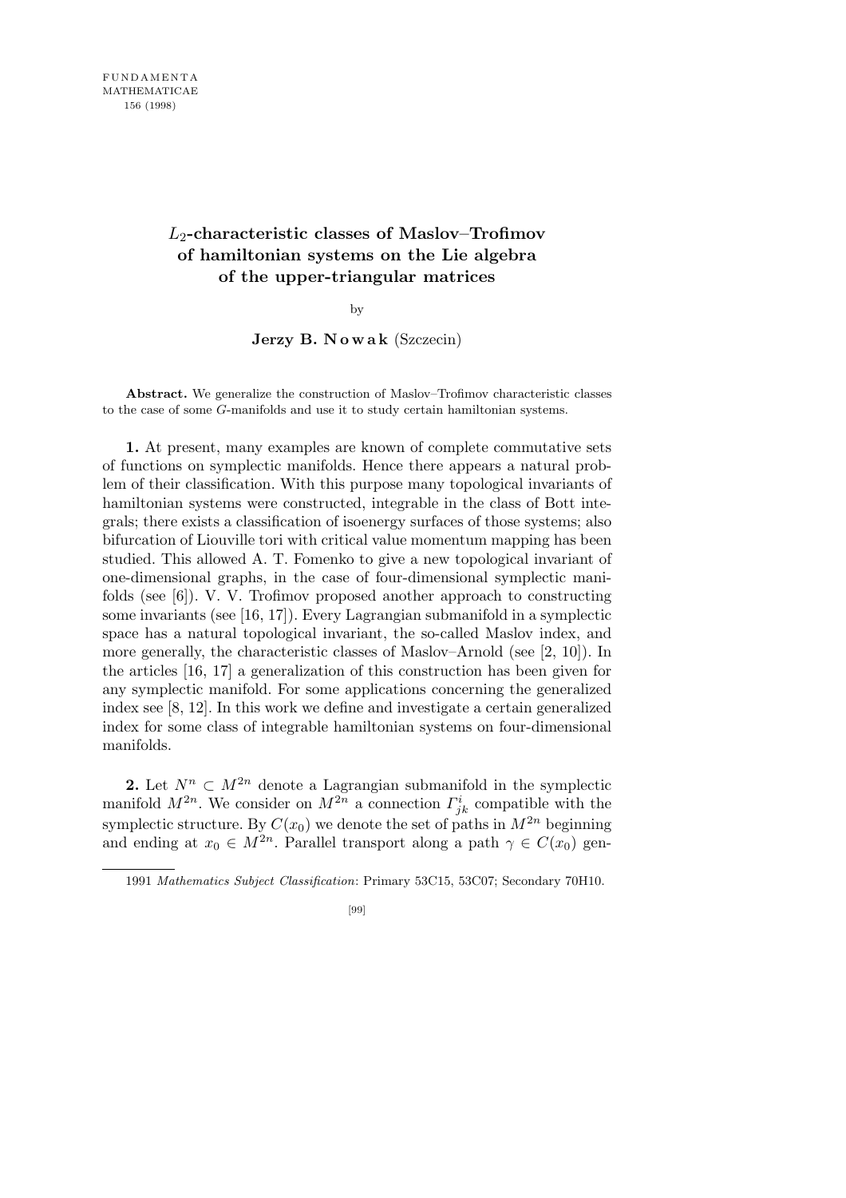# $L_2$-characteristic classes of Maslov–Trofimov of hamiltonian systems on the Lie algebra of the upper-triangular matrices

by

**Jerzy B. Nowak** (Szczecin)

**Abstract.** We generalize the construction of Maslov–Trofimov characteristic classes to the case of some $G$-manifolds and use it to study certain hamiltonian systems.

**1.** At present, many examples are known of complete commutative sets of functions on symplectic manifolds. Hence there appears a natural problem of their classification. With this purpose many topological invariants of hamiltonian systems were constructed, integrable in the class of Bott integrals; there exists a classification of isoenergy surfaces of those systems; also bifurcation of Liouville tori with critical value momentum mapping has been studied. This allowed A. T. Fomenko to give a new topological invariant of one-dimensional graphs, in the case of four-dimensional symplectic manifolds (see [6]). V. V. Trofimov proposed another approach to constructing some invariants (see [16, 17]). Every Lagrangian submanifold in a symplectic space has a natural topological invariant, the so-called Maslov index, and more generally, the characteristic classes of Maslov–Arnold (see [2, 10]). In the articles [16, 17] a generalization of this construction has been given for any symplectic manifold. For some applications concerning the generalized index see [8, 12]. In this work we define and investigate a certain generalized index for some class of integrable hamiltonian systems on four-dimensional manifolds.

**2.** Let $N^n \subset M^{2n}$ denote a Lagrangian submanifold in the symplectic manifold $M^{2n}$. We consider on $M^{2n}$ a connection $\Gamma^i_{jk}$ compatible with the symplectic structure. By $C(x_0)$ we denote the set of paths in $M^{2n}$ beginning and ending at $x_0 \in M^{2n}$. Parallel transport along a path $\gamma \in C(x_0)$ gen-

1991 *Mathematics Subject Classification*: Primary 53C15, 53C07; Secondary 70H10.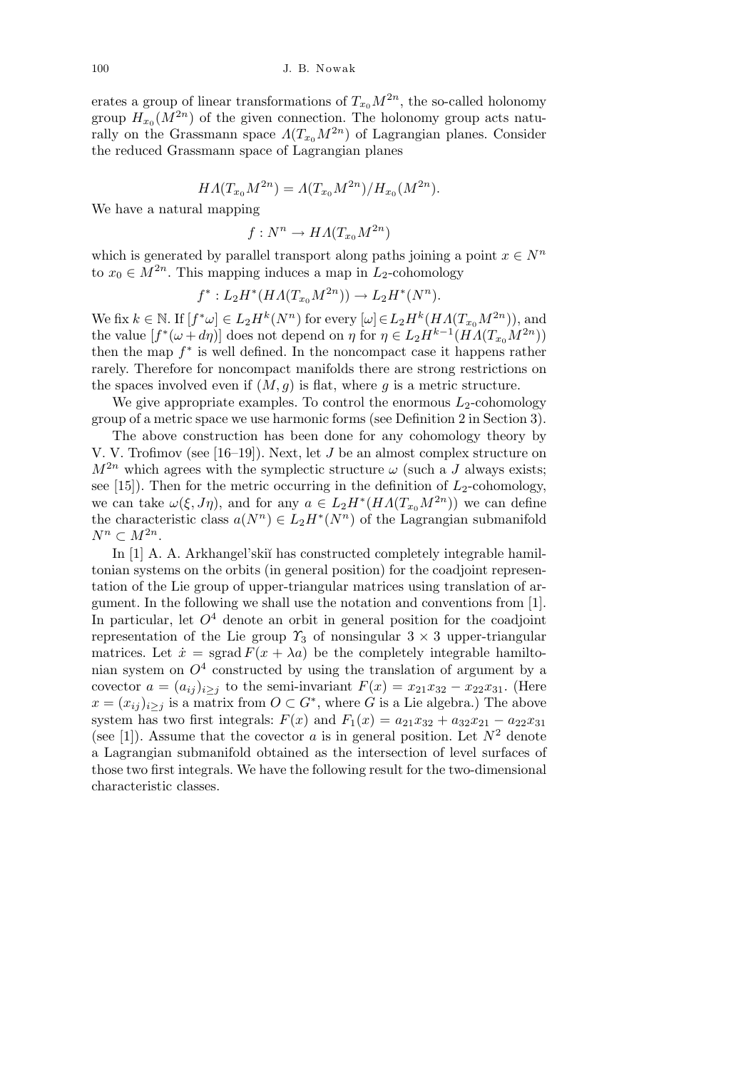erates a group of linear transformations of $T_{x_0}M^{2n}$, the so-called holonomy group $H_{x_0}(M^{2n})$ of the given connection. The holonomy group acts naturally on the Grassmann space $\Lambda(T_{x_0}M^{2n})$ of Lagrangian planes. Consider the reduced Grassmann space of Lagrangian planes

$$H\Lambda(T_{x_0}M^{2n}) = \Lambda(T_{x_0}M^{2n})/H_{x_0}(M^{2n}).$$

We have a natural mapping

$$f : N^n \to H\Lambda(T_{x_0}M^{2n})$$

which is generated by parallel transport along paths joining a point $x \in N^n$ to $x_0 \in M^{2n}$. This mapping induces a map in $L_2$-cohomology

$$f^* : L_2H^*(H\Lambda(T_{x_0}M^{2n})) \to L_2H^*(N^n).$$

We fix $k \in \mathbb{N}$. If $[f^*\omega] \in L_2H^k(N^n)$ for every $[\omega] \in L_2H^k(H\Lambda(T_{x_0}M^{2n}))$, and the value $[f^*(\omega + d\eta)]$ does not depend on $\eta$ for $\eta \in L_2H^{k-1}(H\Lambda(T_{x_0}M^{2n}))$ then the map $f^*$ is well defined. In the noncompact case it happens rather rarely. Therefore for noncompact manifolds there are strong restrictions on the spaces involved even if $(M, g)$ is flat, where $g$ is a metric structure.

We give appropriate examples. To control the enormous $L_2$-cohomology group of a metric space we use harmonic forms (see Definition 2 in Section 3).

The above construction has been done for any cohomology theory by V. V. Trofimov (see [16–19]). Next, let $J$ be an almost complex structure on $M^{2n}$ which agrees with the symplectic structure $\omega$ (such a $J$ always exists; see [15]). Then for the metric occurring in the definition of $L_2$-cohomology, we can take $\omega(\xi, J\eta)$, and for any $a \in L_2H^*(H\Lambda(T_{x_0}M^{2n}))$ we can define the characteristic class $a(N^n) \in L_2H^*(N^n)$ of the Lagrangian submanifold $N^n \subset M^{2n}$.

In [1] A. A. Arkhangel'skiĭ has constructed completely integrable hamiltonian systems on the orbits (in general position) for the coadjoint representation of the Lie group of upper-triangular matrices using translation of argument. In the following we shall use the notation and conventions from [1]. In particular, let $O^4$ denote an orbit in general position for the coadjoint representation of the Lie group $\Upsilon_3$ of nonsingular $3 \times 3$ upper-triangular matrices. Let $\dot{x} = \operatorname{sgrad} F(x + \lambda a)$ be the completely integrable hamiltonian system on $O^4$ constructed by using the translation of argument by a covector $a = (a_{ij})_{i \geq j}$ to the semi-invariant $F(x) = x_{21}x_{32} - x_{22}x_{31}$. (Here $x = (x_{ij})_{i \geq j}$ is a matrix from $O \subset G^*$, where $G$ is a Lie algebra.) The above system has two first integrals: $F(x)$ and $F_1(x) = a_{21}x_{32} + a_{32}x_{21} - a_{22}x_{31}$ (see [1]). Assume that the covector $a$ is in general position. Let $N^2$ denote a Lagrangian submanifold obtained as the intersection of level surfaces of those two first integrals. We have the following result for the two-dimensional characteristic classes.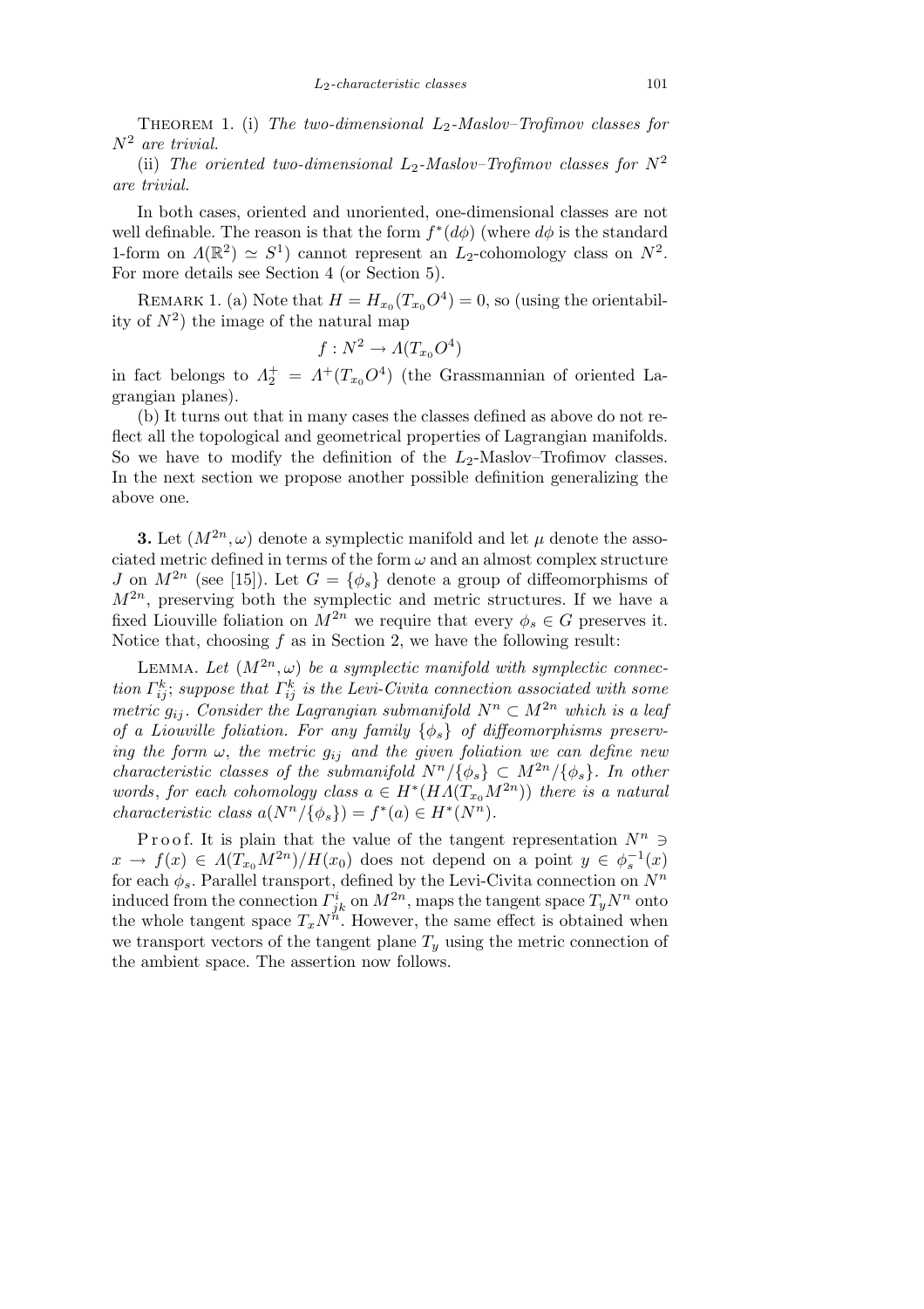THEOREM 1. (i) *The two-dimensional $L_2$-Maslov–Trofimov classes for $N^2$ are trivial.*

(ii) *The oriented two-dimensional $L_2$-Maslov–Trofimov classes for $N^2$ are trivial.*

In both cases, oriented and unoriented, one-dimensional classes are not well definable. The reason is that the form $f^*(d\phi)$ (where $d\phi$ is the standard 1-form on $\Lambda(\mathbb{R}^2) \simeq S^1$) cannot represent an $L_2$-cohomology class on $N^2$. For more details see Section 4 (or Section 5).

REMARK 1. (a) Note that $H = H_{x_0}(T_{x_0}O^4) = 0$, so (using the orientability of $N^2$) the image of the natural map

$$f : N^2 \to \Lambda(T_{x_0}O^4)$$

in fact belongs to $\Lambda_2^+ = \Lambda^+(T_{x_0}O^4)$ (the Grassmannian of oriented Lagrangian planes).

(b) It turns out that in many cases the classes defined as above do not reflect all the topological and geometrical properties of Lagrangian manifolds. So we have to modify the definition of the $L_2$-Maslov–Trofimov classes. In the next section we propose another possible definition generalizing the above one.

**3.** Let $(M^{2n}, \omega)$ denote a symplectic manifold and let $\mu$ denote the associated metric defined in terms of the form $\omega$ and an almost complex structure $J$ on $M^{2n}$ (see [15]). Let $G = \{\phi_s\}$ denote a group of diffeomorphisms of $M^{2n}$, preserving both the symplectic and metric structures. If we have a fixed Liouville foliation on $M^{2n}$ we require that every $\phi_s \in G$ preserves it. Notice that, choosing $f$ as in Section 2, we have the following result:

LEMMA. *Let $(M^{2n}, \omega)$ be a symplectic manifold with symplectic connection $\Gamma_{ij}^k$; suppose that $\Gamma_{ij}^k$ is the Levi-Civita connection associated with some metric $g_{ij}$. Consider the Lagrangian submanifold $N^n \subset M^{2n}$ which is a leaf of a Liouville foliation. For any family $\{\phi_s\}$ of diffeomorphisms preserving the form $\omega$, the metric $g_{ij}$ and the given foliation we can define new characteristic classes of the submanifold $N^n/\{\phi_s\} \subset M^{2n}/\{\phi_s\}$. In other words, for each cohomology class $a \in H^*(H\Lambda(T_{x_0}M^{2n}))$ there is a natural characteristic class $a(N^n/\{\phi_s\}) = f^*(a) \in H^*(N^n)$.*

Proof. It is plain that the value of the tangent representation $N^n \ni x \to f(x) \in \Lambda(T_{x_0}M^{2n})/H(x_0)$ does not depend on a point $y \in \phi_s^{-1}(x)$ for each $\phi_s$. Parallel transport, defined by the Levi-Civita connection on $N^n$ induced from the connection $\Gamma_{jk}^i$ on $M^{2n}$, maps the tangent space $T_yN^n$ onto the whole tangent space $T_xN^n$. However, the same effect is obtained when we transport vectors of the tangent plane $T_y$ using the metric connection of the ambient space. The assertion now follows.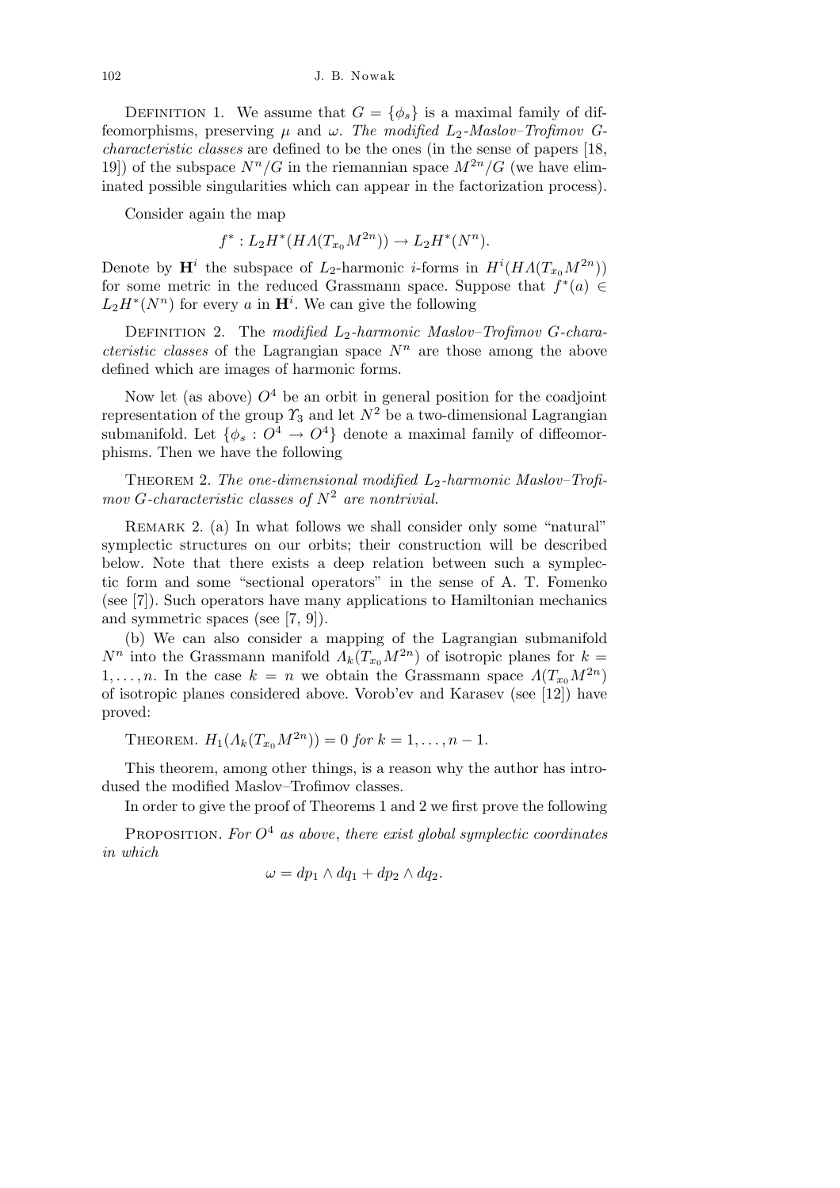Definition 1. We assume that $G = \{\phi_s\}$ is a maximal family of diffeomorphisms, preserving $\mu$ and $\omega$. *The modified $L_2$-Maslov–Trofimov $G$-characteristic classes* are defined to be the ones (in the sense of papers [18, 19]) of the subspace $N^n/G$ in the riemannian space $M^{2n}/G$ (we have eliminated possible singularities which can appear in the factorization process).

Consider again the map

$$f^* : L_2H^*(H\Lambda(T_{x_0}M^{2n})) \to L_2H^*(N^n).$$

Denote by $\mathbf{H}^i$ the subspace of $L_2$-harmonic $i$-forms in $H^i(H\Lambda(T_{x_0}M^{2n}))$ for some metric in the reduced Grassmann space. Suppose that $f^*(a) \in L_2H^*(N^n)$ for every $a$ in $\mathbf{H}^i$. We can give the following

Definition 2. The *modified $L_2$-harmonic Maslov–Trofimov $G$-characteristic classes* of the Lagrangian space $N^n$ are those among the above defined which are images of harmonic forms.

Now let (as above) $O^4$ be an orbit in general position for the coadjoint representation of the group $\Upsilon_3$ and let $N^2$ be a two-dimensional Lagrangian submanifold. Let $\{\phi_s : O^4 \to O^4\}$ denote a maximal family of diffeomorphisms. Then we have the following

Theorem 2. *The one-dimensional modified $L_2$-harmonic Maslov–Trofimov $G$-characteristic classes of $N^2$ are nontrivial.*

Remark 2. (a) In what follows we shall consider only some "natural" symplectic structures on our orbits; their construction will be described below. Note that there exists a deep relation between such a symplectic form and some "sectional operators" in the sense of A. T. Fomenko (see [7]). Such operators have many applications to Hamiltonian mechanics and symmetric spaces (see [7, 9]).

(b) We can also consider a mapping of the Lagrangian submanifold $N^n$ into the Grassmann manifold $\Lambda_k(T_{x_0}M^{2n})$ of isotropic planes for $k = 1, \ldots, n$. In the case $k = n$ we obtain the Grassmann space $\Lambda(T_{x_0}M^{2n})$ of isotropic planes considered above. Vorob'ev and Karasev (see [12]) have proved:

Theorem. *$H_1(\Lambda_k(T_{x_0}M^{2n})) = 0$ for $k = 1, \ldots, n-1$.*

This theorem, among other things, is a reason why the author has introdused the modified Maslov–Trofimov classes.

In order to give the proof of Theorems 1 and 2 we first prove the following

Proposition. *For $O^4$ as above, there exist global symplectic coordinates in which*

$$\omega = dp_1 \wedge dq_1 + dp_2 \wedge dq_2.$$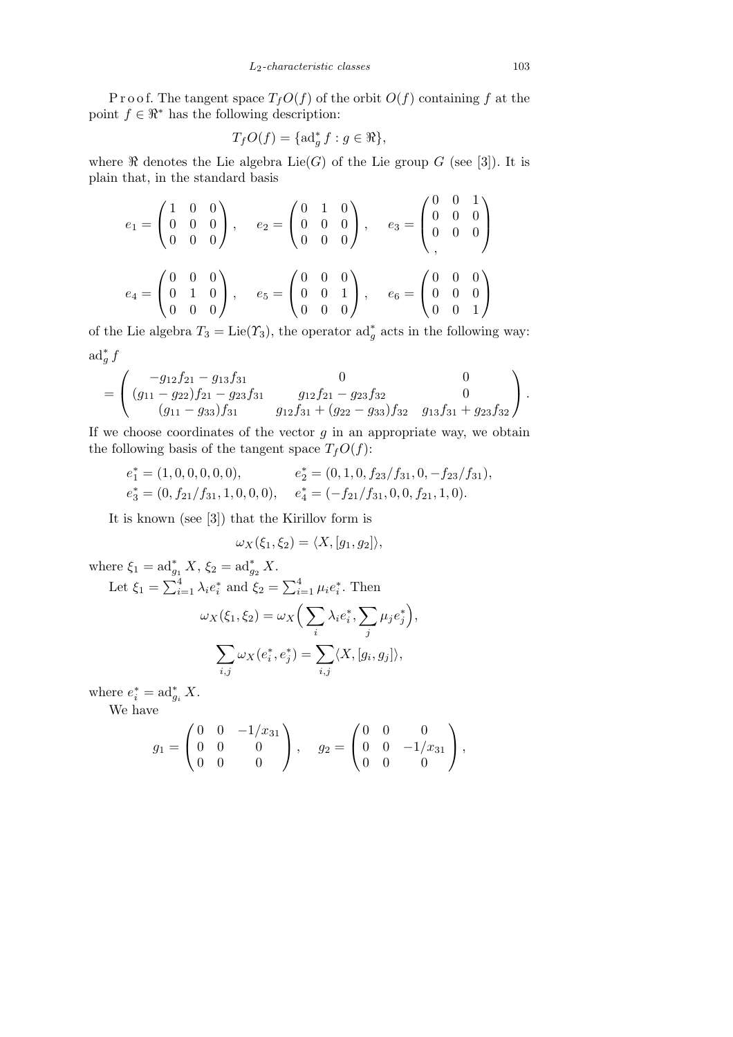P r o o f. The tangent space $T_f O(f)$ of the orbit $O(f)$ containing $f$ at the point $f \in \Re^*$ has the following description:

$$T_f O(f) = \{\mathrm{ad}_g^* f : g \in \Re\},$$

where $\Re$ denotes the Lie algebra $\mathrm{Lie}(G)$ of the Lie group $G$ (see [3]). It is plain that, in the standard basis

$$e_1 = \begin{pmatrix} 1 & 0 & 0 \\ 0 & 0 & 0 \\ 0 & 0 & 0 \end{pmatrix}, \quad e_2 = \begin{pmatrix} 0 & 1 & 0 \\ 0 & 0 & 0 \\ 0 & 0 & 0 \end{pmatrix}, \quad e_3 = \begin{pmatrix} 0 & 0 & 1 \\ 0 & 0 & 0 \\ 0 & 0 & 0 \end{pmatrix},$$

$$e_4 = \begin{pmatrix} 0 & 0 & 0 \\ 0 & 1 & 0 \\ 0 & 0 & 0 \end{pmatrix}, \quad e_5 = \begin{pmatrix} 0 & 0 & 0 \\ 0 & 0 & 1 \\ 0 & 0 & 0 \end{pmatrix}, \quad e_6 = \begin{pmatrix} 0 & 0 & 0 \\ 0 & 0 & 0 \\ 0 & 0 & 1 \end{pmatrix}$$

of the Lie algebra $T_3 = \mathrm{Lie}(\Upsilon_3)$, the operator $\mathrm{ad}_g^*$ acts in the following way:

$$\mathrm{ad}_g^* f = \begin{pmatrix} -g_{12}f_{21} - g_{13}f_{31} & 0 & 0 \\ (g_{11}-g_{22})f_{21} - g_{23}f_{31} & g_{12}f_{21} - g_{23}f_{32} & 0 \\ (g_{11}-g_{33})f_{31} & g_{12}f_{31} + (g_{22}-g_{33})f_{32} & g_{13}f_{31} + g_{23}f_{32} \end{pmatrix}.$$

If we choose coordinates of the vector $g$ in an appropriate way, we obtain the following basis of the tangent space $T_f O(f)$:

$$e_1^* = (1, 0, 0, 0, 0, 0), \qquad e_2^* = (0, 1, 0, f_{23}/f_{31}, 0, -f_{23}/f_{31}),$$
$$e_3^* = (0, f_{21}/f_{31}, 1, 0, 0, 0), \quad e_4^* = (-f_{21}/f_{31}, 0, 0, f_{21}, 1, 0).$$

It is known (see [3]) that the Kirillov form is

$$\omega_X(\xi_1, \xi_2) = \langle X, [g_1, g_2]\rangle,$$

where $\xi_1 = \mathrm{ad}_{g_1}^* X$, $\xi_2 = \mathrm{ad}_{g_2}^* X$.

Let $\xi_1 = \sum_{i=1}^4 \lambda_i e_i^*$ and $\xi_2 = \sum_{i=1}^4 \mu_i e_i^*$. Then

$$\omega_X(\xi_1, \xi_2) = \omega_X\Big(\sum_i \lambda_i e_i^*, \sum_j \mu_j e_j^*\Big),$$

$$\sum_{i,j} \omega_X(e_i^*, e_j^*) = \sum_{i,j} \langle X, [g_i, g_j]\rangle,$$

where $e_i^* = \mathrm{ad}_{g_i}^* X$.

We have

$$g_1 = \begin{pmatrix} 0 & 0 & -1/x_{31} \\ 0 & 0 & 0 \\ 0 & 0 & 0 \end{pmatrix}, \quad g_2 = \begin{pmatrix} 0 & 0 & 0 \\ 0 & 0 & -1/x_{31} \\ 0 & 0 & 0 \end{pmatrix},$$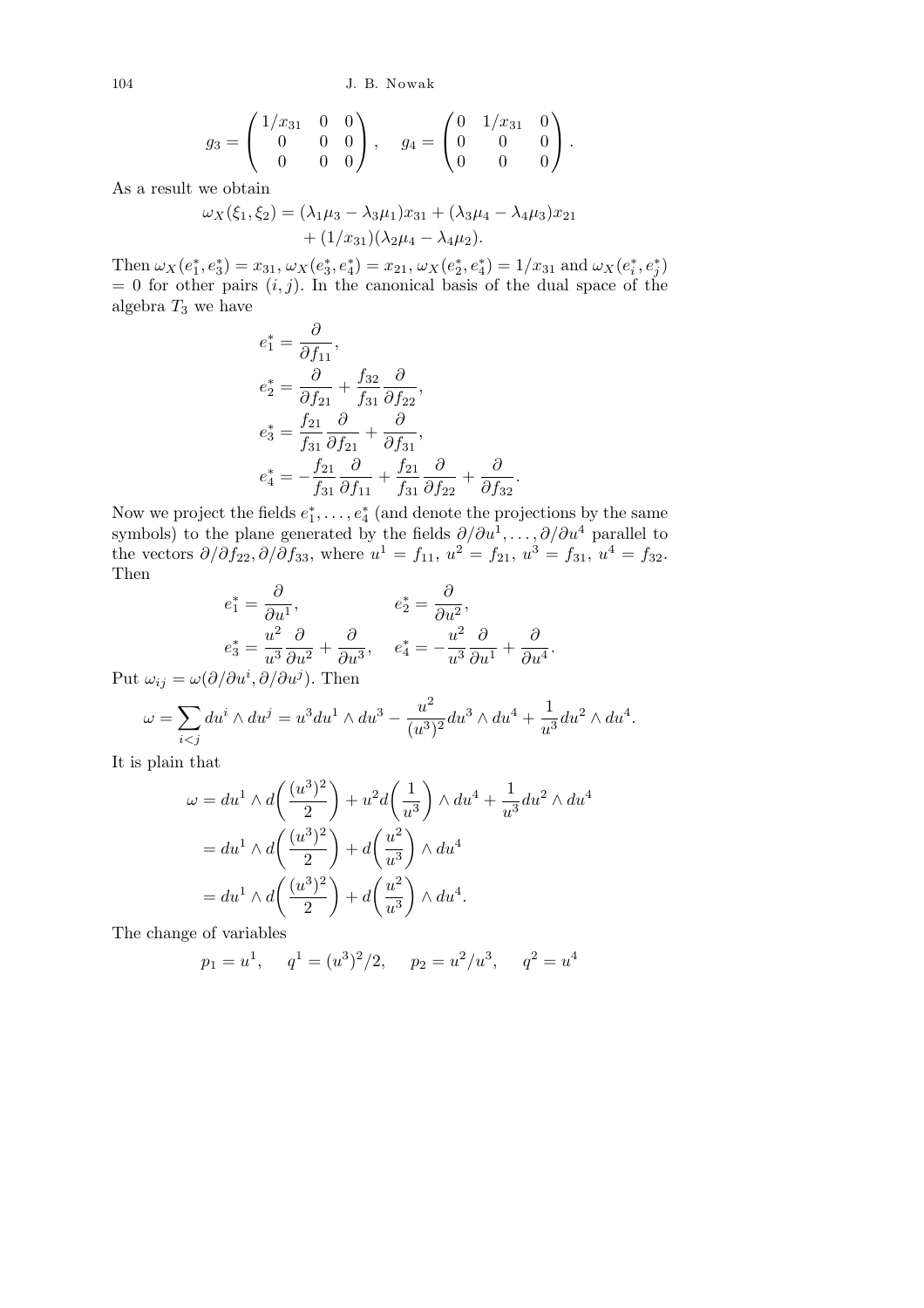$$g_3 = \begin{pmatrix} 1/x_{31} & 0 & 0 \\ 0 & 0 & 0 \\ 0 & 0 & 0 \end{pmatrix}, \quad g_4 = \begin{pmatrix} 0 & 1/x_{31} & 0 \\ 0 & 0 & 0 \\ 0 & 0 & 0 \end{pmatrix}.$$

As a result we obtain

$$\omega_X(\xi_1, \xi_2) = (\lambda_1\mu_3 - \lambda_3\mu_1)x_{31} + (\lambda_3\mu_4 - \lambda_4\mu_3)x_{21} + (1/x_{31})(\lambda_2\mu_4 - \lambda_4\mu_2).$$

Then $\omega_X(e_1^*, e_3^*) = x_{31}$, $\omega_X(e_3^*, e_4^*) = x_{21}$, $\omega_X(e_2^*, e_4^*) = 1/x_{31}$ and $\omega_X(e_i^*, e_j^*) = 0$ for other pairs $(i, j)$. In the canonical basis of the dual space of the algebra $T_3$ we have

$$\begin{aligned}
e_1^* &= \frac{\partial}{\partial f_{11}}, \\
e_2^* &= \frac{\partial}{\partial f_{21}} + \frac{f_{32}}{f_{31}}\frac{\partial}{\partial f_{22}}, \\
e_3^* &= \frac{f_{21}}{f_{31}}\frac{\partial}{\partial f_{21}} + \frac{\partial}{\partial f_{31}}, \\
e_4^* &= -\frac{f_{21}}{f_{31}}\frac{\partial}{\partial f_{11}} + \frac{f_{21}}{f_{31}}\frac{\partial}{\partial f_{22}} + \frac{\partial}{\partial f_{32}}.
\end{aligned}$$

Now we project the fields $e_1^*, \ldots, e_4^*$ (and denote the projections by the same symbols) to the plane generated by the fields $\partial/\partial u^1, \ldots, \partial/\partial u^4$ parallel to the vectors $\partial/\partial f_{22}, \partial/\partial f_{33}$, where $u^1 = f_{11}$, $u^2 = f_{21}$, $u^3 = f_{31}$, $u^4 = f_{32}$. Then

$$e_1^* = \frac{\partial}{\partial u^1}, \qquad e_2^* = \frac{\partial}{\partial u^2},$$
$$e_3^* = \frac{u^2}{u^3}\frac{\partial}{\partial u^2} + \frac{\partial}{\partial u^3}, \quad e_4^* = -\frac{u^2}{u^3}\frac{\partial}{\partial u^1} + \frac{\partial}{\partial u^4}.$$

Put $\omega_{ij} = \omega(\partial/\partial u^i, \partial/\partial u^j)$. Then

$$\omega = \sum_{i<j} du^i \wedge du^j = u^3 du^1 \wedge du^3 - \frac{u^2}{(u^3)^2} du^3 \wedge du^4 + \frac{1}{u^3} du^2 \wedge du^4.$$

It is plain that

$$\begin{aligned}
\omega &= du^1 \wedge d\bigg(\frac{(u^3)^2}{2}\bigg) + u^2 d\bigg(\frac{1}{u^3}\bigg) \wedge du^4 + \frac{1}{u^3} du^2 \wedge du^4 \\
&= du^1 \wedge d\bigg(\frac{(u^3)^2}{2}\bigg) + d\bigg(\frac{u^2}{u^3}\bigg) \wedge du^4 \\
&= du^1 \wedge d\bigg(\frac{(u^3)^2}{2}\bigg) + d\bigg(\frac{u^2}{u^3}\bigg) \wedge du^4.
\end{aligned}$$

The change of variables

$$p_1 = u^1, \quad q^1 = (u^3)^2/2, \quad p_2 = u^2/u^3, \quad q^2 = u^4$$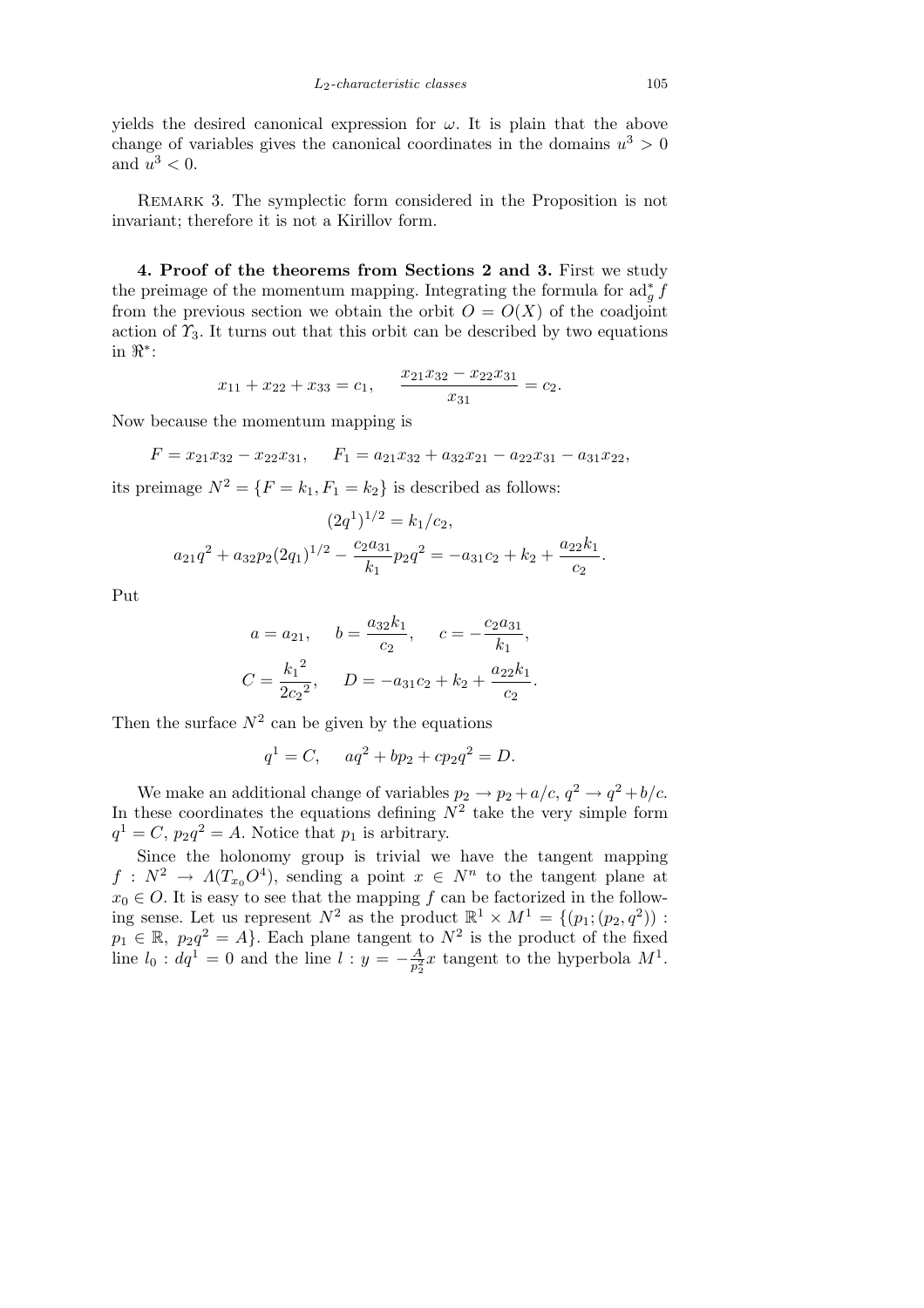yields the desired canonical expression for $\omega$. It is plain that the above change of variables gives the canonical coordinates in the domains $u^3 > 0$ and $u^3 < 0$.

Remark 3. The symplectic form considered in the Proposition is not invariant; therefore it is not a Kirillov form.

**4. Proof of the theorems from Sections 2 and 3.** First we study the preimage of the momentum mapping. Integrating the formula for $\mathrm{ad}_g^* f$ from the previous section we obtain the orbit $O = O(X)$ of the coadjoint action of $\Upsilon_3$. It turns out that this orbit can be described by two equations in $\Re^*$:

$$x_{11} + x_{22} + x_{33} = c_1, \qquad \frac{x_{21}x_{32} - x_{22}x_{31}}{x_{31}} = c_2.$$

Now because the momentum mapping is

$$F = x_{21}x_{32} - x_{22}x_{31}, \qquad F_1 = a_{21}x_{32} + a_{32}x_{21} - a_{22}x_{31} - a_{31}x_{22},$$

its preimage $N^2 = \{F = k_1, F_1 = k_2\}$ is described as follows:

$$(2q^1)^{1/2} = k_1/c_2,$$

$$a_{21}q^2 + a_{32}p_2(2q_1)^{1/2} - \frac{c_2a_{31}}{k_1}p_2q^2 = -a_{31}c_2 + k_2 + \frac{a_{22}k_1}{c_2}.$$

Put

$$a = a_{21}, \qquad b = \frac{a_{32}k_1}{c_2}, \qquad c = -\frac{c_2a_{31}}{k_1},$$

$$C = \frac{{k_1}^2}{2{c_2}^2}, \qquad D = -a_{31}c_2 + k_2 + \frac{a_{22}k_1}{c_2}.$$

Then the surface $N^2$ can be given by the equations

$$q^1 = C, \qquad aq^2 + bp_2 + cp_2q^2 = D.$$

We make an additional change of variables $p_2 \to p_2 + a/c$, $q^2 \to q^2 + b/c$. In these coordinates the equations defining $N^2$ take the very simple form $q^1 = C$, $p_2q^2 = A$. Notice that $p_1$ is arbitrary.

Since the holonomy group is trivial we have the tangent mapping $f : N^2 \to \Lambda(T_{x_0}O^4)$, sending a point $x \in N^n$ to the tangent plane at $x_0 \in O$. It is easy to see that the mapping $f$ can be factorized in the following sense. Let us represent $N^2$ as the product $\mathbb{R}^1 \times M^1 = \{(p_1; (p_2, q^2)) : p_1 \in \mathbb{R},\ p_2q^2 = A\}$. Each plane tangent to $N^2$ is the product of the fixed line $l_0 : dq^1 = 0$ and the line $l : y = -\frac{A}{p_2^2}x$ tangent to the hyperbola $M^1$.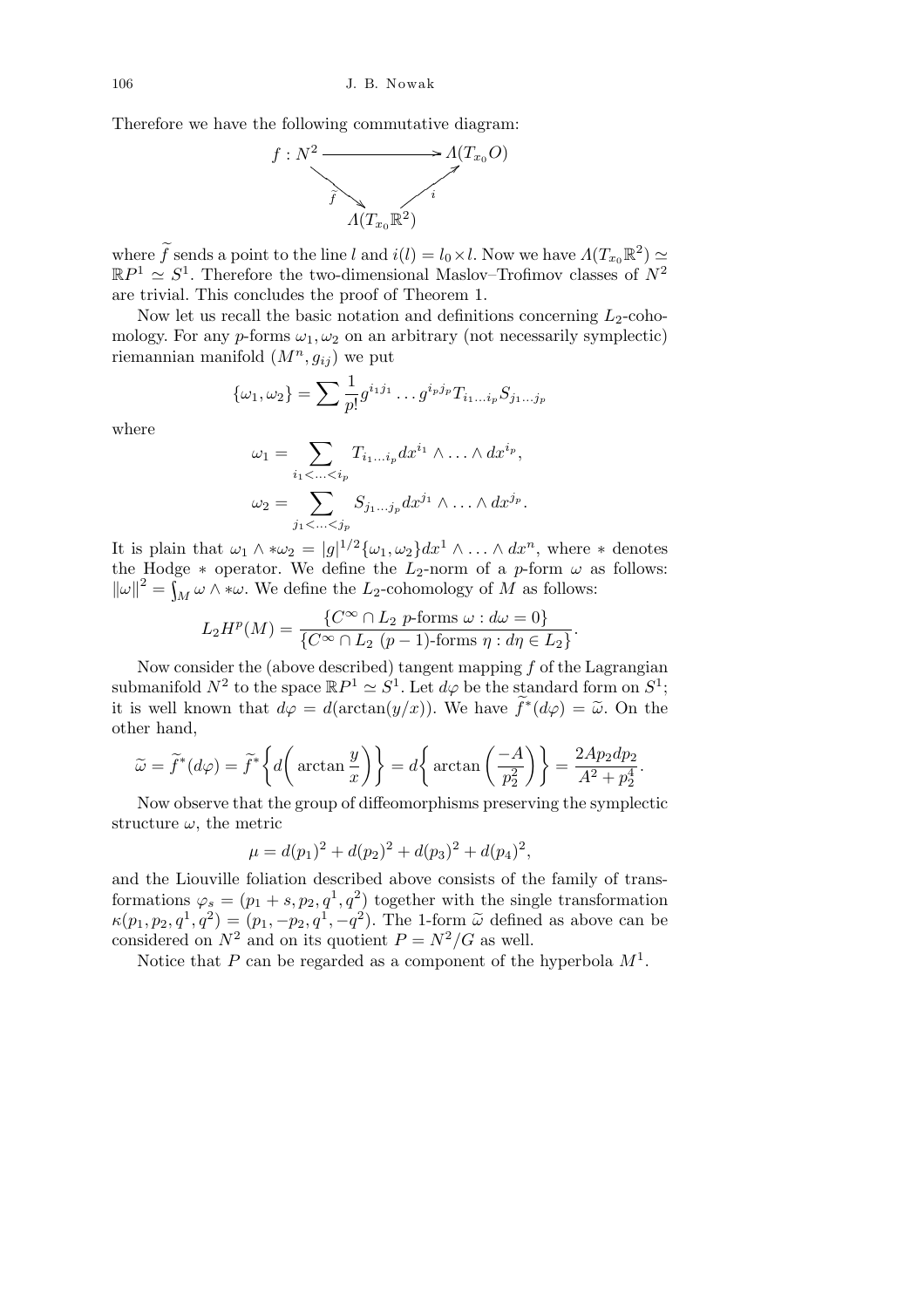Therefore we have the following commutative diagram:

$$
\begin{array}{ccc}
f : N^2 & \longrightarrow & \Lambda(T_{x_0}O) \\
 & \searrow^{\widetilde{f}} \quad \nearrow_{i} & \\
 & \Lambda(T_{x_0}\mathbb{R}^2) &
\end{array}
$$

where $\widetilde{f}$ sends a point to the line $l$ and $i(l) = l_0 \times l$. Now we have $\Lambda(T_{x_0}\mathbb{R}^2) \simeq \mathbb{R}P^1 \simeq S^1$. Therefore the two-dimensional Maslov–Trofimov classes of $N^2$ are trivial. This concludes the proof of Theorem 1.

Now let us recall the basic notation and definitions concerning $L_2$-cohomology. For any $p$-forms $\omega_1, \omega_2$ on an arbitrary (not necessarily symplectic) riemannian manifold $(M^n, g_{ij})$ we put

$$\{\omega_1, \omega_2\} = \sum \frac{1}{p!} g^{i_1 j_1} \ldots g^{i_p j_p} T_{i_1 \ldots i_p} S_{j_1 \ldots j_p}$$

where

$$\omega_1 = \sum_{i_1 < \ldots < i_p} T_{i_1 \ldots i_p} dx^{i_1} \wedge \ldots \wedge dx^{i_p},$$

$$\omega_2 = \sum_{j_1 < \ldots < j_p} S_{j_1 \ldots j_p} dx^{j_1} \wedge \ldots \wedge dx^{j_p}.$$

It is plain that $\omega_1 \wedge *\omega_2 = |g|^{1/2} \{\omega_1, \omega_2\} dx^1 \wedge \ldots \wedge dx^n$, where $*$ denotes the Hodge $*$ operator. We define the $L_2$-norm of a $p$-form $\omega$ as follows: $\|\omega\|^2 = \int_M \omega \wedge *\omega$. We define the $L_2$-cohomology of $M$ as follows:

$$L_2 H^p(M) = \frac{\{C^\infty \cap L_2 \ p\text{-forms } \omega : d\omega = 0\}}{\{C^\infty \cap L_2 \ (p-1)\text{-forms } \eta : d\eta \in L_2\}}.$$

Now consider the (above described) tangent mapping $f$ of the Lagrangian submanifold $N^2$ to the space $\mathbb{R}P^1 \simeq S^1$. Let $d\varphi$ be the standard form on $S^1$; it is well known that $d\varphi = d(\arctan(y/x))$. We have $\widetilde{f}^*(d\varphi) = \widetilde{\omega}$. On the other hand,

$$\widetilde{\omega} = \widetilde{f}^*(d\varphi) = \widetilde{f}^*\left\{d\left(\arctan\frac{y}{x}\right)\right\} = d\left\{\arctan\left(\frac{-A}{p_2^2}\right)\right\} = \frac{2Ap_2 dp_2}{A^2 + p_2^4}.$$

Now observe that the group of diffeomorphisms preserving the symplectic structure $\omega$, the metric

$$\mu = d(p_1)^2 + d(p_2)^2 + d(p_3)^2 + d(p_4)^2,$$

and the Liouville foliation described above consists of the family of transformations $\varphi_s = (p_1 + s, p_2, q^1, q^2)$ together with the single transformation $\kappa(p_1, p_2, q^1, q^2) = (p_1, -p_2, q^1, -q^2)$. The 1-form $\widetilde{\omega}$ defined as above can be considered on $N^2$ and on its quotient $P = N^2/G$ as well.

Notice that $P$ can be regarded as a component of the hyperbola $M^1$.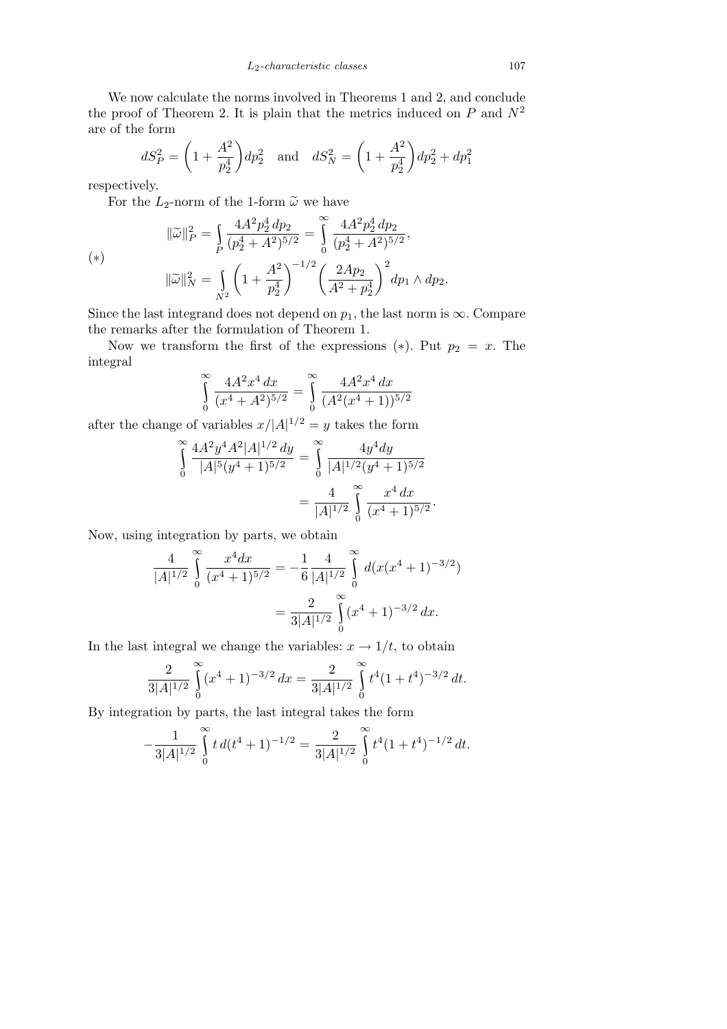We now calculate the norms involved in Theorems 1 and 2, and conclude the proof of Theorem 2. It is plain that the metrics induced on $P$ and $N^2$ are of the form

$$dS_P^2 = \left(1 + \frac{A^2}{p_2^4}\right) dp_2^2 \quad \text{and} \quad dS_N^2 = \left(1 + \frac{A^2}{p_2^4}\right) dp_2^2 + dp_1^2$$

respectively.

For the $L_2$-norm of the 1-form $\widetilde{\omega}$ we have

$$(*) \qquad \begin{aligned} \|\widetilde{\omega}\|_P^2 &= \int_P \frac{4A^2 p_2^4 \, dp_2}{(p_2^4 + A^2)^{5/2}} = \int_0^\infty \frac{4A^2 p_2^4 \, dp_2}{(p_2^4 + A^2)^{5/2}}, \\ \|\widetilde{\omega}\|_N^2 &= \int_{N^2} \left(1 + \frac{A^2}{p_2^4}\right)^{-1/2} \left(\frac{2Ap_2}{A^2 + p_2^4}\right)^2 dp_1 \wedge dp_2. \end{aligned}$$

Since the last integrand does not depend on $p_1$, the last norm is $\infty$. Compare the remarks after the formulation of Theorem 1.

Now we transform the first of the expressions $(*)$. Put $p_2 = x$. The integral

$$\int_0^\infty \frac{4A^2 x^4 \, dx}{(x^4 + A^2)^{5/2}} = \int_0^\infty \frac{4A^2 x^4 \, dx}{(A^2(x^4 + 1))^{5/2}}$$

after the change of variables $x/|A|^{1/2} = y$ takes the form

$$\begin{aligned} \int_0^\infty \frac{4A^2 y^4 A^2 |A|^{1/2} \, dy}{|A|^5 (y^4 + 1)^{5/2}} &= \int_0^\infty \frac{4y^4 dy}{|A|^{1/2} (y^4 + 1)^{5/2}} \\ &= \frac{4}{|A|^{1/2}} \int_0^\infty \frac{x^4 \, dx}{(x^4 + 1)^{5/2}}. \end{aligned}$$

Now, using integration by parts, we obtain

$$\begin{aligned} \frac{4}{|A|^{1/2}} \int_0^\infty \frac{x^4 dx}{(x^4 + 1)^{5/2}} &= -\frac{1}{6} \frac{4}{|A|^{1/2}} \int_0^\infty d(x(x^4 + 1)^{-3/2}) \\ &= \frac{2}{3|A|^{1/2}} \int_0^\infty (x^4 + 1)^{-3/2} \, dx. \end{aligned}$$

In the last integral we change the variables: $x \to 1/t$, to obtain

$$\frac{2}{3|A|^{1/2}} \int_0^\infty (x^4 + 1)^{-3/2} \, dx = \frac{2}{3|A|^{1/2}} \int_0^\infty t^4 (1 + t^4)^{-3/2} \, dt.$$

By integration by parts, the last integral takes the form

$$-\frac{1}{3|A|^{1/2}} \int_0^\infty t \, d(t^4 + 1)^{-1/2} = \frac{2}{3|A|^{1/2}} \int_0^\infty t^4 (1 + t^4)^{-1/2} \, dt.$$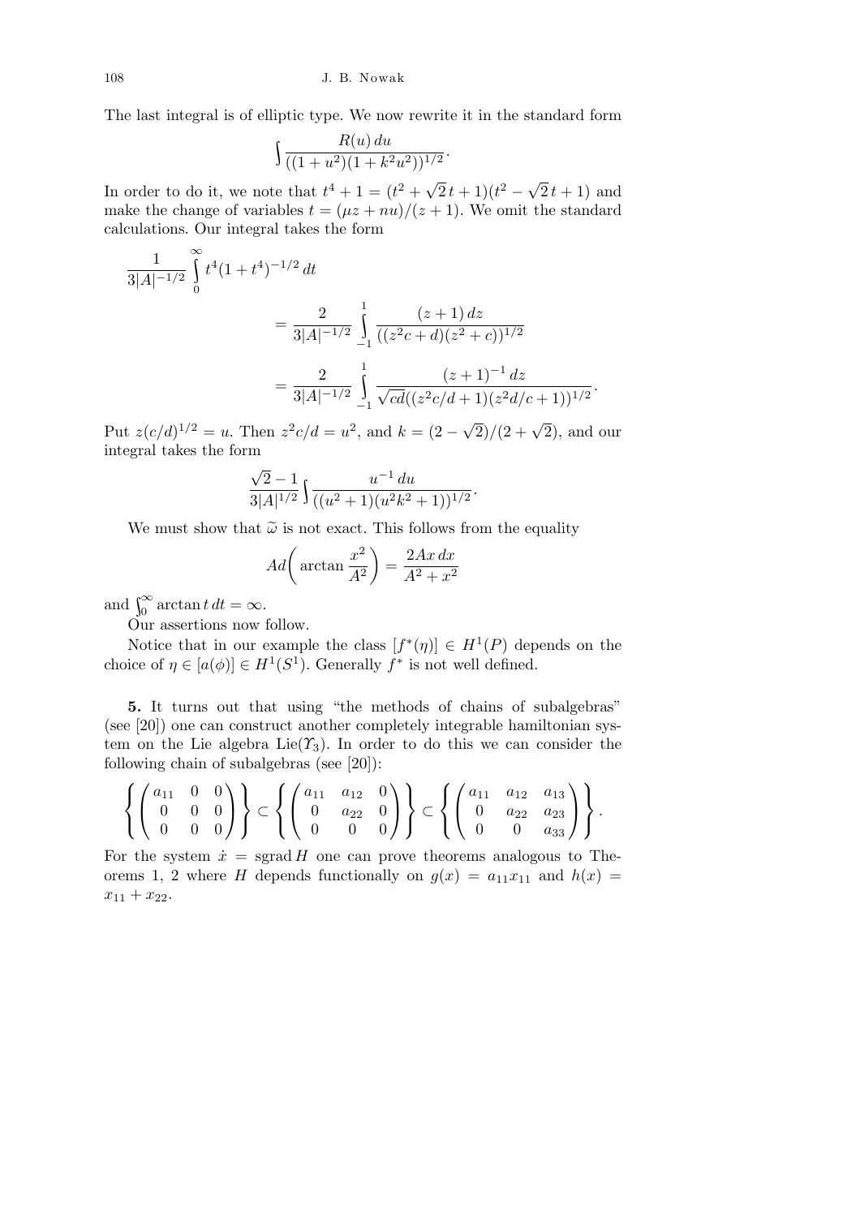The last integral is of elliptic type. We now rewrite it in the standard form

$$\int \frac{R(u)\,du}{((1+u^2)(1+k^2u^2))^{1/2}}.$$

In order to do it, we note that $t^4+1 = (t^2+\sqrt{2}\,t+1)(t^2-\sqrt{2}\,t+1)$ and make the change of variables $t = (\mu z + nu)/(z+1)$. We omit the standard calculations. Our integral takes the form

$$\begin{aligned}
\frac{1}{3|A|^{-1/2}} \int_0^\infty t^4(1+t^4)^{-1/2}\,dt \\
&= \frac{2}{3|A|^{-1/2}} \int_{-1}^{1} \frac{(z+1)\,dz}{((z^2c+d)(z^2+c))^{1/2}} \\
&= \frac{2}{3|A|^{-1/2}} \int_{-1}^{1} \frac{(z+1)^{-1}\,dz}{\sqrt{cd}((z^2c/d+1)(z^2d/c+1))^{1/2}}.
\end{aligned}$$

Put $z(c/d)^{1/2} = u$. Then $z^2c/d = u^2$, and $k = (2-\sqrt{2})/(2+\sqrt{2})$, and our integral takes the form

$$\frac{\sqrt{2}-1}{3|A|^{1/2}} \int \frac{u^{-1}\,du}{((u^2+1)(u^2k^2+1))^{1/2}}.$$

We must show that $\widetilde{\omega}$ is not exact. This follows from the equality

$$Ad\biggl(\arctan\frac{x^2}{A^2}\biggr) = \frac{2Ax\,dx}{A^2+x^2}$$

and $\int_0^\infty \arctan t\,dt = \infty$.

Our assertions now follow.

Notice that in our example the class $[f^*(\eta)] \in H^1(P)$ depends on the choice of $\eta \in [a(\phi)] \in H^1(S^1)$. Generally $f^*$ is not well defined.

**5.** It turns out that using "the methods of chains of subalgebras" (see [20]) one can construct another completely integrable hamiltonian system on the Lie algebra $\mathrm{Lie}(\Upsilon_3)$. In order to do this we can consider the following chain of subalgebras (see [20]):

$$\left\{\begin{pmatrix} a_{11} & 0 & 0 \\ 0 & 0 & 0 \\ 0 & 0 & 0 \end{pmatrix}\right\} \subset \left\{\begin{pmatrix} a_{11} & a_{12} & 0 \\ 0 & a_{22} & 0 \\ 0 & 0 & 0 \end{pmatrix}\right\} \subset \left\{\begin{pmatrix} a_{11} & a_{12} & a_{13} \\ 0 & a_{22} & a_{23} \\ 0 & 0 & a_{33} \end{pmatrix}\right\}.$$

For the system $\dot{x} = \operatorname{sgrad} H$ one can prove theorems analogous to Theorems 1, 2 where $H$ depends functionally on $g(x) = a_{11}x_{11}$ and $h(x) = x_{11} + x_{22}$.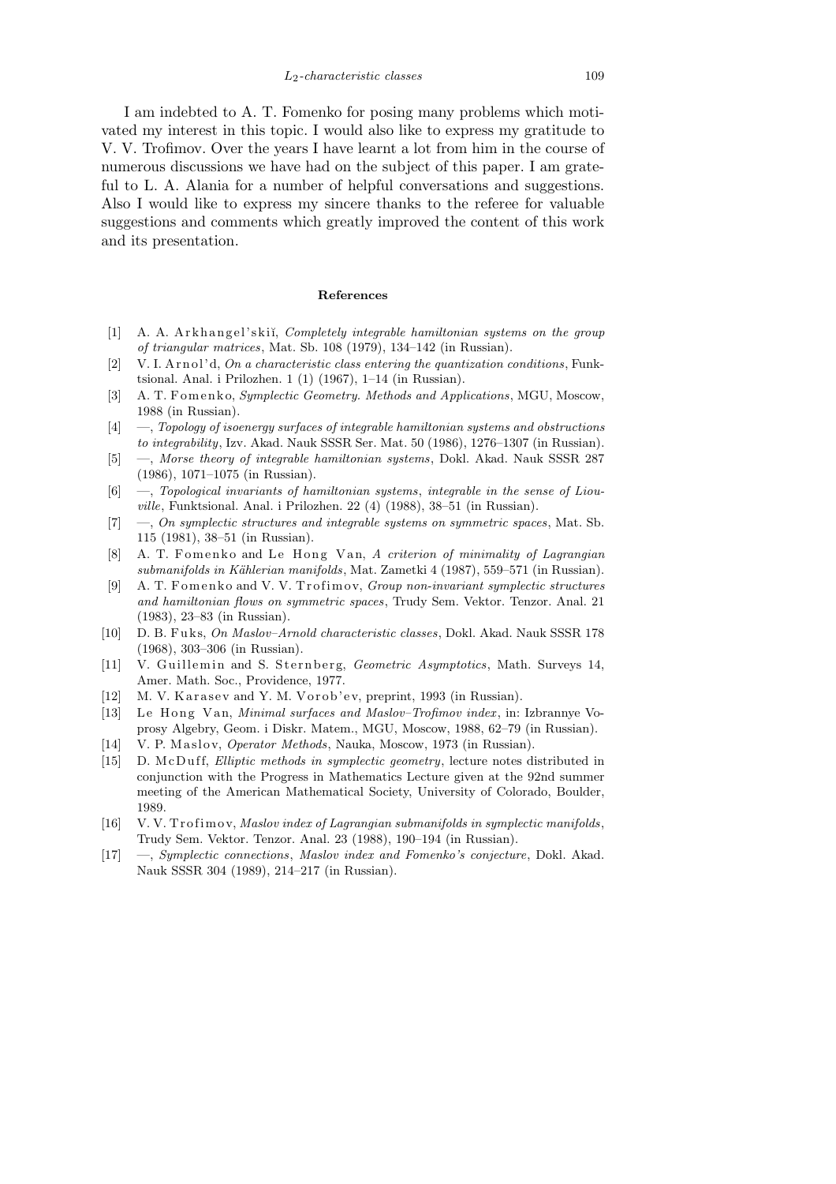I am indebted to A. T. Fomenko for posing many problems which motivated my interest in this topic. I would also like to express my gratitude to V. V. Trofimov. Over the years I have learnt a lot from him in the course of numerous discussions we have had on the subject of this paper. I am grateful to L. A. Alania for a number of helpful conversations and suggestions. Also I would like to express my sincere thanks to the referee for valuable suggestions and comments which greatly improved the content of this work and its presentation.

## References

- [1] A. A. Arkhangel'skiĭ, *Completely integrable hamiltonian systems on the group of triangular matrices*, Mat. Sb. 108 (1979), 134–142 (in Russian).
- [2] V. I. Arnol'd, *On a characteristic class entering the quantization conditions*, Funktsional. Anal. i Prilozhen. 1 (1) (1967), 1–14 (in Russian).
- [3] A. T. Fomenko, *Symplectic Geometry. Methods and Applications*, MGU, Moscow, 1988 (in Russian).
- [4] —, *Topology of isoenergy surfaces of integrable hamiltonian systems and obstructions to integrability*, Izv. Akad. Nauk SSSR Ser. Mat. 50 (1986), 1276–1307 (in Russian).
- [5] —, *Morse theory of integrable hamiltonian systems*, Dokl. Akad. Nauk SSSR 287 (1986), 1071–1075 (in Russian).
- [6] —, *Topological invariants of hamiltonian systems, integrable in the sense of Liouville*, Funktsional. Anal. i Prilozhen. 22 (4) (1988), 38–51 (in Russian).
- [7] —, *On symplectic structures and integrable systems on symmetric spaces*, Mat. Sb. 115 (1981), 38–51 (in Russian).
- [8] A. T. Fomenko and Le Hong Van, *A criterion of minimality of Lagrangian submanifolds in Kählerian manifolds*, Mat. Zametki 4 (1987), 559–571 (in Russian).
- [9] A. T. Fomenko and V. V. Trofimov, *Group non-invariant symplectic structures and hamiltonian flows on symmetric spaces*, Trudy Sem. Vektor. Tenzor. Anal. 21 (1983), 23–83 (in Russian).
- [10] D. B. Fuks, *On Maslov–Arnold characteristic classes*, Dokl. Akad. Nauk SSSR 178 (1968), 303–306 (in Russian).
- [11] V. Guillemin and S. Sternberg, *Geometric Asymptotics*, Math. Surveys 14, Amer. Math. Soc., Providence, 1977.
- [12] M. V. Karasev and Y. M. Vorob'ev, preprint, 1993 (in Russian).
- [13] Le Hong Van, *Minimal surfaces and Maslov–Trofimov index*, in: Izbrannye Voprosy Algebry, Geom. i Diskr. Matem., MGU, Moscow, 1988, 62–79 (in Russian).
- [14] V. P. Maslov, *Operator Methods*, Nauka, Moscow, 1973 (in Russian).
- [15] D. McDuff, *Elliptic methods in symplectic geometry*, lecture notes distributed in conjunction with the Progress in Mathematics Lecture given at the 92nd summer meeting of the American Mathematical Society, University of Colorado, Boulder, 1989.
- [16] V. V. Trofimov, *Maslov index of Lagrangian submanifolds in symplectic manifolds*, Trudy Sem. Vektor. Tenzor. Anal. 23 (1988), 190–194 (in Russian).
- [17] —, *Symplectic connections, Maslov index and Fomenko's conjecture*, Dokl. Akad. Nauk SSSR 304 (1989), 214–217 (in Russian).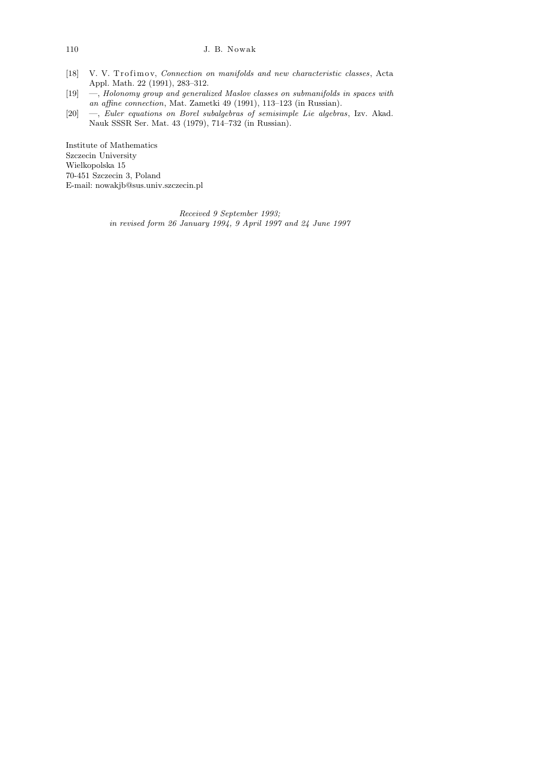[18] V. V. Trofimov, *Connection on manifolds and new characteristic classes*, Acta Appl. Math. 22 (1991), 283–312.

[19] —, *Holonomy group and generalized Maslov classes on submanifolds in spaces with an affine connection*, Mat. Zametki 49 (1991), 113–123 (in Russian).

[20] —, *Euler equations on Borel subalgebras of semisimple Lie algebras*, Izv. Akad. Nauk SSSR Ser. Mat. 43 (1979), 714–732 (in Russian).

Institute of Mathematics
Szczecin University
Wielkopolska 15
70-451 Szczecin 3, Poland
E-mail: nowakjb@sus.univ.szczecin.pl

*Received 9 September 1993;*
*in revised form 26 January 1994, 9 April 1997 and 24 June 1997*